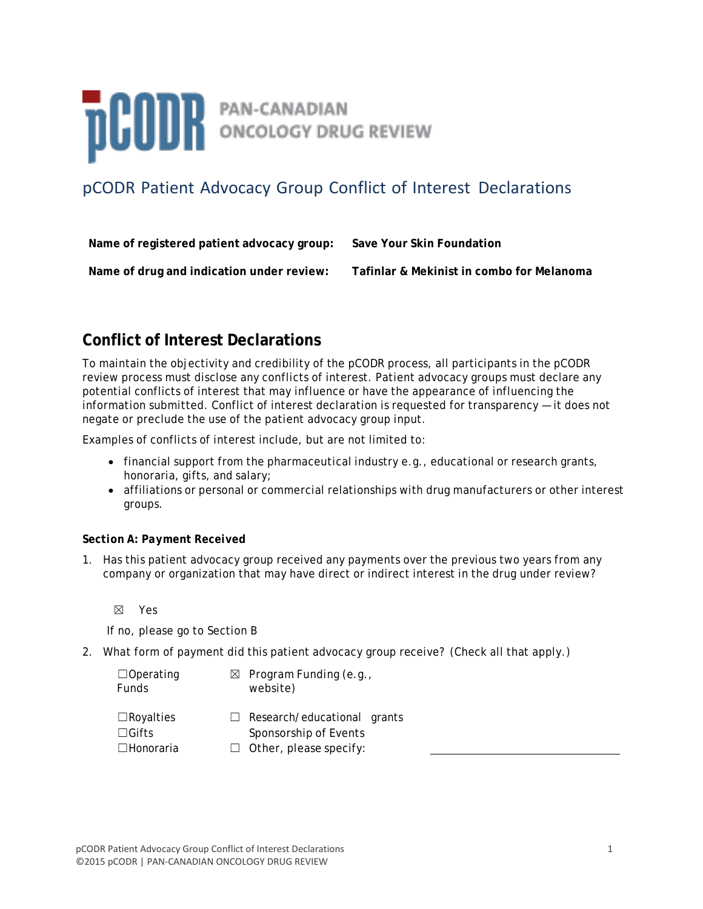# pCODR PAN-CANADIAN ONCOLOGY DRUG REVIEW

## pCODR Patient Advocacy Group Conflict of Interest Declarations

| | |
|---|---|
| **Name of registered patient advocacy group:** | **Save Your Skin Foundation** |
| **Name of drug and indication under review:** | **Tafinlar & Mekinist in combo for Melanoma** |

## Conflict of Interest Declarations

To maintain the objectivity and credibility of the pCODR process, all participants in the pCODR review process must disclose any conflicts of interest. Patient advocacy groups must declare any potential conflicts of interest that may influence or have the appearance of influencing the information submitted. Conflict of interest declaration is requested for transparency — it does not negate or preclude the use of the patient advocacy group input.

Examples of conflicts of interest include, but are not limited to:

- financial support from the pharmaceutical industry e.g., educational or research grants, honoraria, gifts, and salary;
- affiliations or personal or commercial relationships with drug manufacturers or other interest groups.

***Section A: Payment Received***

1. Has this patient advocacy group received any payments over the previous two years from any company or organization that may have direct or indirect interest in the drug under review?

   ☒ Yes

   If no, please go to Section B

2. What form of payment did this patient advocacy group receive? (Check all that apply.)

   ☐Operating Funds
   ☒ Program Funding (e.g., website)
   ☐Royalties
   ☐ Research/educational grants
   ☐Gifts
   Sponsorship of Events
   ☐Honoraria
   ☐ Other, please specify: \_\_\_\_\_\_\_\_\_\_\_\_\_\_\_\_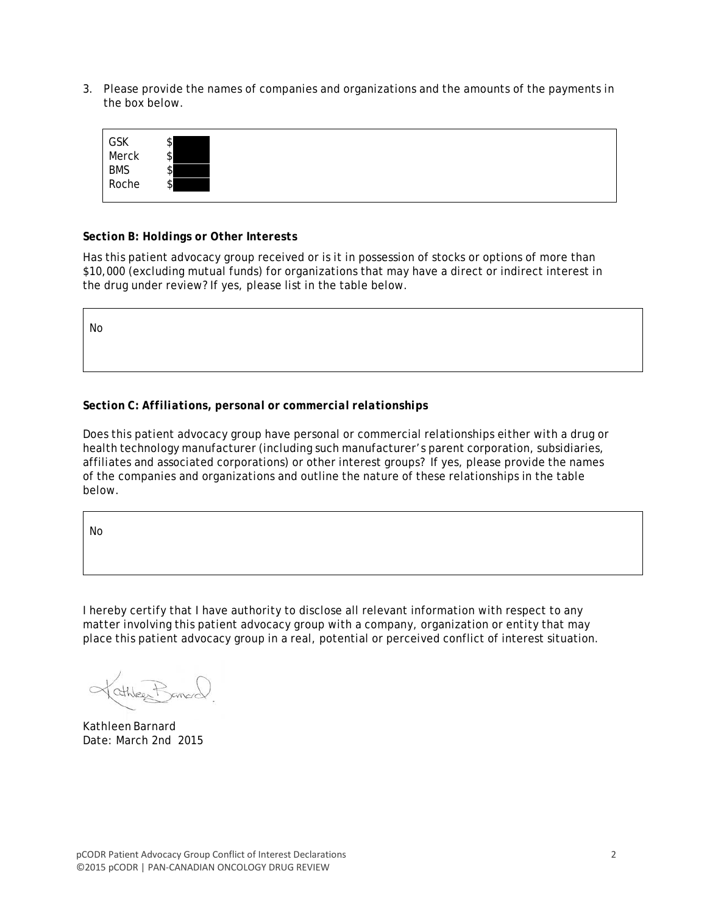3. Please provide the names of companies and organizations and the amounts of the payments in the box below.

| | |
|---|---|
| GSK | $ |
| Merck | $ |
| BMS | $ |
| Roche | $ |

**Section B: Holdings or Other Interests**

Has this patient advocacy group received or is it in possession of stocks or options of more than $10,000 (excluding mutual funds) for organizations that may have a direct or indirect interest in the drug under review? If yes, please list in the table below.

No

***Section C: Affiliations, personal or commercial relationships***

Does this patient advocacy group have personal or commercial relationships either with a drug or health technology manufacturer (including such manufacturer's parent corporation, subsidiaries, affiliates and associated corporations) or other interest groups? If yes, please provide the names of the companies and organizations and outline the nature of these relationships in the table below.

No

I hereby certify that I have authority to disclose all relevant information with respect to any matter involving this patient advocacy group with a company, organization or entity that may place this patient advocacy group in a real, potential or perceived conflict of interest situation.

Kathleen Barnard
Date: March 2nd 2015